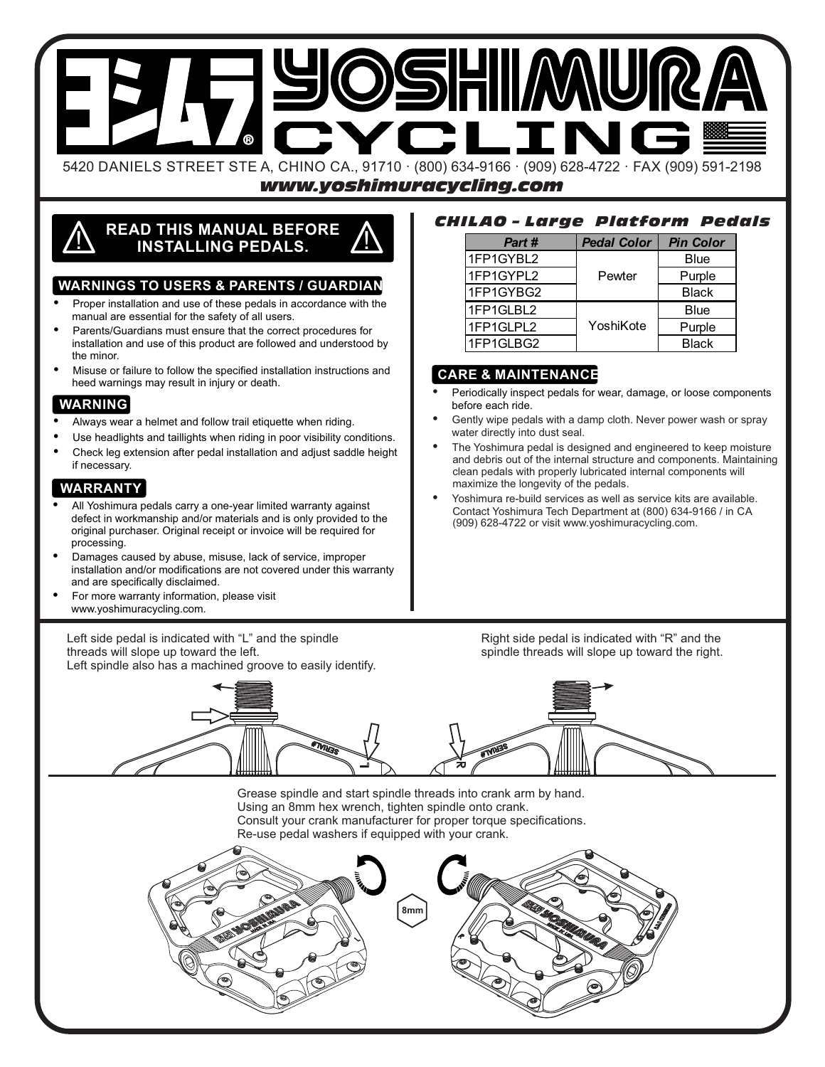# YOSHIMURA CYCLING

5420 DANIELS STREET STE A, CHINO CA., 91710 · (800) 634-9166 · (909) 628-4722 · FAX (909) 591-2198

***www.yoshimuracycling.com***

## READ THIS MANUAL BEFORE INSTALLING PEDALS.

### WARNINGS TO USERS & PARENTS / GUARDIAN

- Proper installation and use of these pedals in accordance with the manual are essential for the safety of all users.
- Parents/Guardians must ensure that the correct procedures for installation and use of this product are followed and understood by the minor.
- Misuse or failure to follow the specified installation instructions and heed warnings may result in injury or death.

### WARNING

- Always wear a helmet and follow trail etiquette when riding.
- Use headlights and taillights when riding in poor visibility conditions.
- Check leg extension after pedal installation and adjust saddle height if necessary.

### WARRANTY

- All Yoshimura pedals carry a one-year limited warranty against defect in workmanship and/or materials and is only provided to the original purchaser. Original receipt or invoice will be required for processing.
- Damages caused by abuse, misuse, lack of service, improper installation and/or modifications are not covered under this warranty and are specifically disclaimed.
- For more warranty information, please visit www.yoshimuracycling.com.

## *CHILAO - Large Platform Pedals*

| Part # | Pedal Color | Pin Color |
|---|---|---|
| 1FP1GYBL2 | Pewter | Blue |
| 1FP1GYPL2 | | Purple |
| 1FP1GYBG2 | | Black |
| 1FP1GLBL2 | YoshiKote | Blue |
| 1FP1GLPL2 | | Purple |
| 1FP1GLBG2 | | Black |

### CARE & MAINTENANCE

- Periodically inspect pedals for wear, damage, or loose components before each ride.
- Gently wipe pedals with a damp cloth. Never power wash or spray water directly into dust seal.
- The Yoshimura pedal is designed and engineered to keep moisture and debris out of the internal structure and components. Maintaining clean pedals with properly lubricated internal components will maximize the longevity of the pedals.
- Yoshimura re-build services as well as service kits are available. Contact Yoshimura Tech Department at (800) 634-9166 / in CA (909) 628-4722 or visit www.yoshimuracycling.com.

Left side pedal is indicated with "L" and the spindle threads will slope up toward the left.
Left spindle also has a machined groove to easily identify.

Right side pedal is indicated with "R" and the spindle threads will slope up toward the right.

Grease spindle and start spindle threads into crank arm by hand.
Using an 8mm hex wrench, tighten spindle onto crank.
Consult your crank manufacturer for proper torque specifications.
Re-use pedal washers if equipped with your crank.

8mm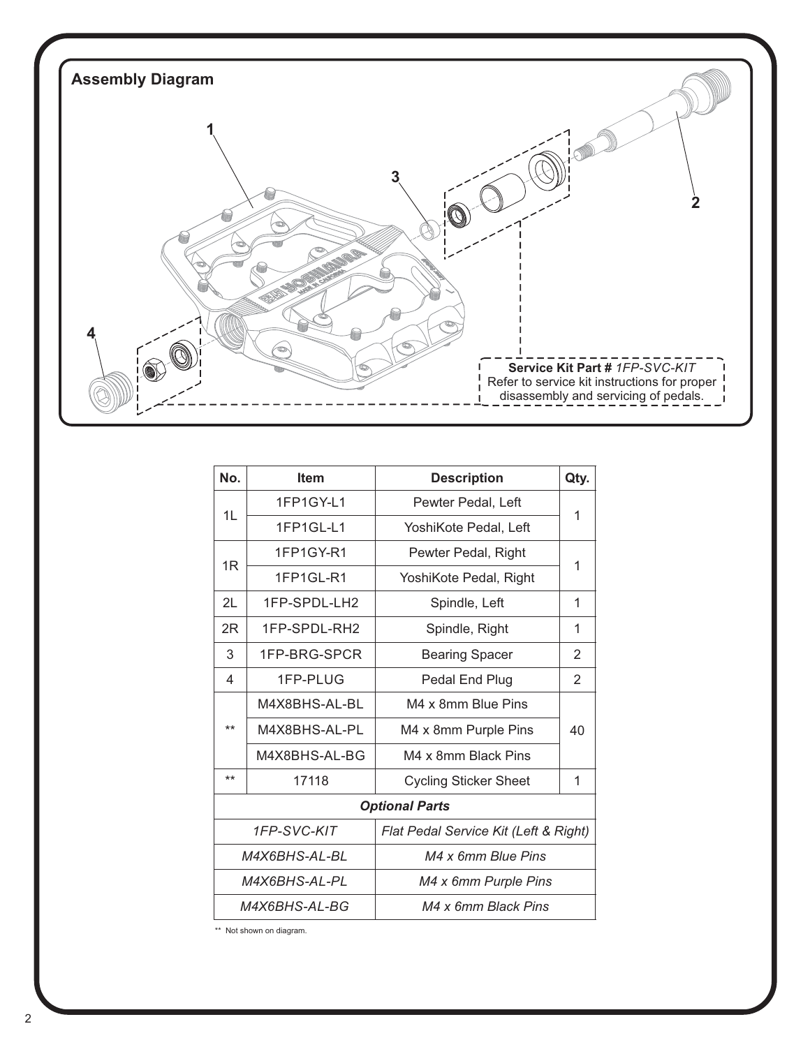## Assembly Diagram

1

2

3

4

**Service Kit Part #** *1FP-SVC-KIT*
Refer to service kit instructions for proper disassembly and servicing of pedals.

| No. | Item | Description | Qty. |
|---|---|---|---|
| 1L | 1FP1GY-L1 | Pewter Pedal, Left | 1 |
| | 1FP1GL-L1 | YoshiKote Pedal, Left | |
| 1R | 1FP1GY-R1 | Pewter Pedal, Right | 1 |
| | 1FP1GL-R1 | YoshiKote Pedal, Right | |
| 2L | 1FP-SPDL-LH2 | Spindle, Left | 1 |
| 2R | 1FP-SPDL-RH2 | Spindle, Right | 1 |
| 3 | 1FP-BRG-SPCR | Bearing Spacer | 2 |
| 4 | 1FP-PLUG | Pedal End Plug | 2 |
| ** | M4X8BHS-AL-BL | M4 x 8mm Blue Pins | 40 |
| | M4X8BHS-AL-PL | M4 x 8mm Purple Pins | |
| | M4X8BHS-AL-BG | M4 x 8mm Black Pins | |
| ** | 17118 | Cycling Sticker Sheet | 1 |
| ***Optional Parts*** | | | |
| *1FP-SVC-KIT* | | *Flat Pedal Service Kit (Left & Right)* | |
| *M4X6BHS-AL-BL* | | *M4 x 6mm Blue Pins* | |
| *M4X6BHS-AL-PL* | | *M4 x 6mm Purple Pins* | |
| *M4X6BHS-AL-BG* | | *M4 x 6mm Black Pins* | |

** Not shown on diagram.